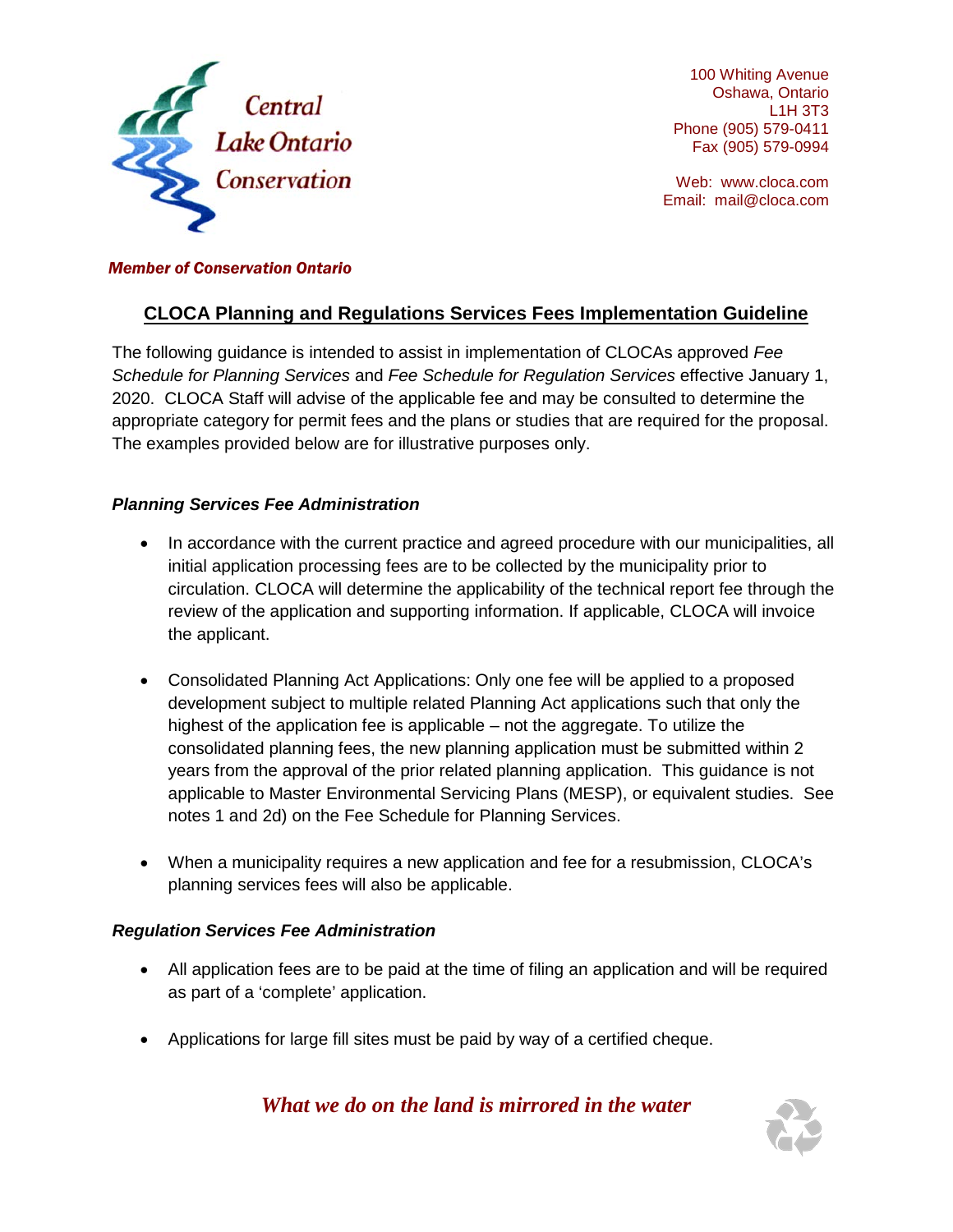Central Lake Ontario Conservation

100 Whiting Avenue
Oshawa, Ontario
L1H 3T3
Phone (905) 579-0411
Fax (905) 579-0994

Web: www.cloca.com
Email: mail@cloca.com

*Member of Conservation Ontario*

# CLOCA Planning and Regulations Services Fees Implementation Guideline

The following guidance is intended to assist in implementation of CLOCAs approved *Fee Schedule for Planning Services* and *Fee Schedule for Regulation Services* effective January 1, 2020. CLOCA Staff will advise of the applicable fee and may be consulted to determine the appropriate category for permit fees and the plans or studies that are required for the proposal. The examples provided below are for illustrative purposes only.

### *Planning Services Fee Administration*

- In accordance with the current practice and agreed procedure with our municipalities, all initial application processing fees are to be collected by the municipality prior to circulation. CLOCA will determine the applicability of the technical report fee through the review of the application and supporting information. If applicable, CLOCA will invoice the applicant.

- Consolidated Planning Act Applications: Only one fee will be applied to a proposed development subject to multiple related Planning Act applications such that only the highest of the application fee is applicable – not the aggregate. To utilize the consolidated planning fees, the new planning application must be submitted within 2 years from the approval of the prior related planning application. This guidance is not applicable to Master Environmental Servicing Plans (MESP), or equivalent studies. See notes 1 and 2d) on the Fee Schedule for Planning Services.

- When a municipality requires a new application and fee for a resubmission, CLOCA's planning services fees will also be applicable.

### *Regulation Services Fee Administration*

- All application fees are to be paid at the time of filing an application and will be required as part of a 'complete' application.

- Applications for large fill sites must be paid by way of a certified cheque.

*What we do on the land is mirrored in the water*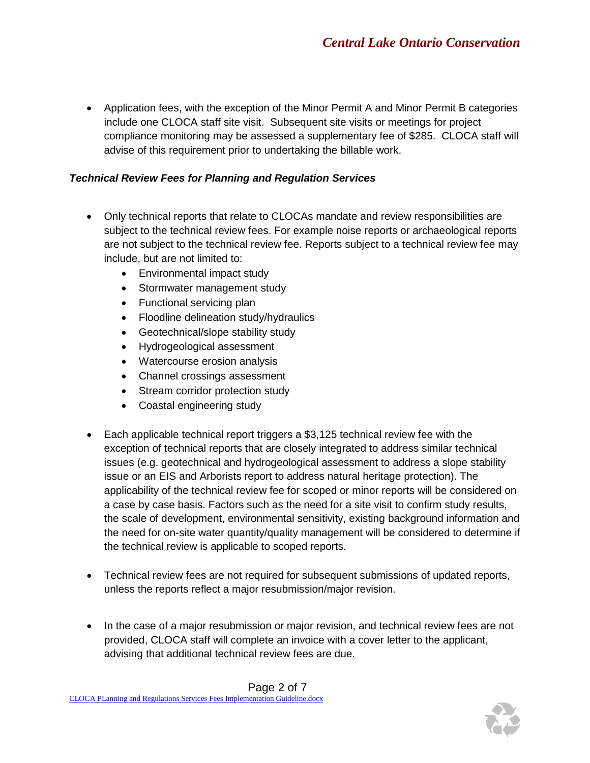- Application fees, with the exception of the Minor Permit A and Minor Permit B categories include one CLOCA staff site visit. Subsequent site visits or meetings for project compliance monitoring may be assessed a supplementary fee of $285. CLOCA staff will advise of this requirement prior to undertaking the billable work.

***Technical Review Fees for Planning and Regulation Services***

- Only technical reports that relate to CLOCAs mandate and review responsibilities are subject to the technical review fees. For example noise reports or archaeological reports are not subject to the technical review fee. Reports subject to a technical review fee may include, but are not limited to:
  - Environmental impact study
  - Stormwater management study
  - Functional servicing plan
  - Floodline delineation study/hydraulics
  - Geotechnical/slope stability study
  - Hydrogeological assessment
  - Watercourse erosion analysis
  - Channel crossings assessment
  - Stream corridor protection study
  - Coastal engineering study

- Each applicable technical report triggers a $3,125 technical review fee with the exception of technical reports that are closely integrated to address similar technical issues (e.g. geotechnical and hydrogeological assessment to address a slope stability issue or an EIS and Arborists report to address natural heritage protection). The applicability of the technical review fee for scoped or minor reports will be considered on a case by case basis. Factors such as the need for a site visit to confirm study results, the scale of development, environmental sensitivity, existing background information and the need for on-site water quantity/quality management will be considered to determine if the technical review is applicable to scoped reports.

- Technical review fees are not required for subsequent submissions of updated reports, unless the reports reflect a major resubmission/major revision.

- In the case of a major resubmission or major revision, and technical review fees are not provided, CLOCA staff will complete an invoice with a cover letter to the applicant, advising that additional technical review fees are due.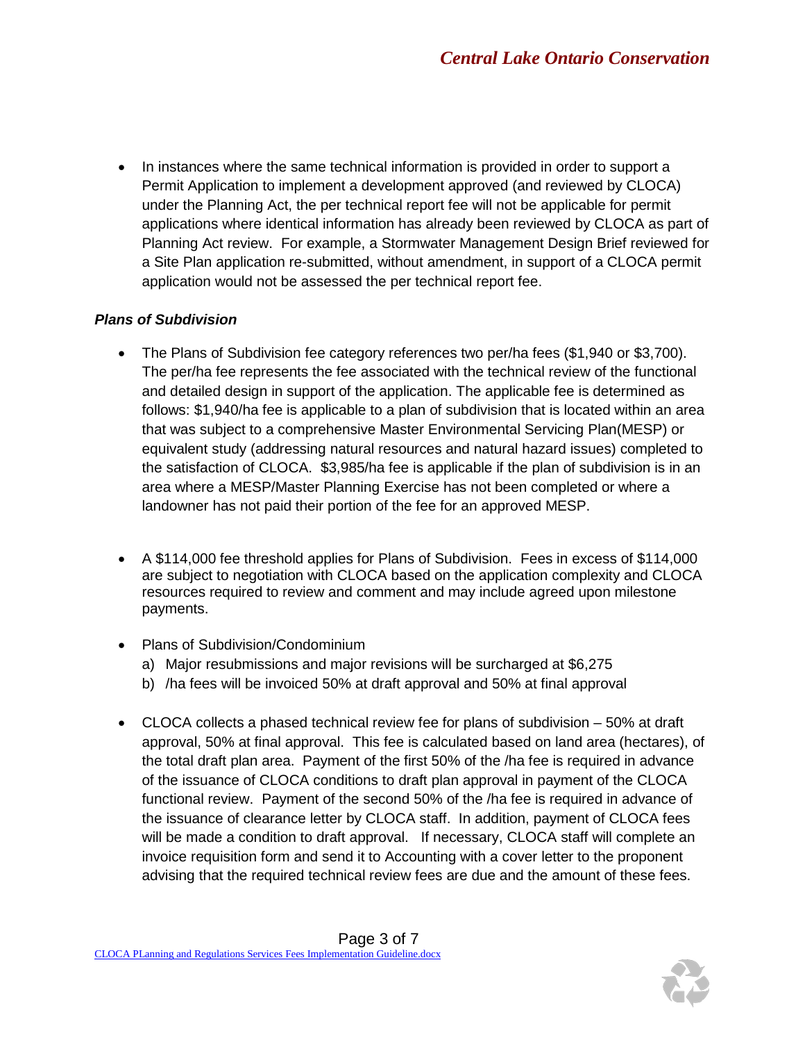- In instances where the same technical information is provided in order to support a Permit Application to implement a development approved (and reviewed by CLOCA) under the Planning Act, the per technical report fee will not be applicable for permit applications where identical information has already been reviewed by CLOCA as part of Planning Act review. For example, a Stormwater Management Design Brief reviewed for a Site Plan application re-submitted, without amendment, in support of a CLOCA permit application would not be assessed the per technical report fee.

***Plans of Subdivision***

- The Plans of Subdivision fee category references two per/ha fees ($1,940 or $3,700). The per/ha fee represents the fee associated with the technical review of the functional and detailed design in support of the application. The applicable fee is determined as follows: $1,940/ha fee is applicable to a plan of subdivision that is located within an area that was subject to a comprehensive Master Environmental Servicing Plan(MESP) or equivalent study (addressing natural resources and natural hazard issues) completed to the satisfaction of CLOCA. $3,985/ha fee is applicable if the plan of subdivision is in an area where a MESP/Master Planning Exercise has not been completed or where a landowner has not paid their portion of the fee for an approved MESP.

- A $114,000 fee threshold applies for Plans of Subdivision. Fees in excess of $114,000 are subject to negotiation with CLOCA based on the application complexity and CLOCA resources required to review and comment and may include agreed upon milestone payments.

- Plans of Subdivision/Condominium
  a) Major resubmissions and major revisions will be surcharged at $6,275
  b) /ha fees will be invoiced 50% at draft approval and 50% at final approval

- CLOCA collects a phased technical review fee for plans of subdivision – 50% at draft approval, 50% at final approval. This fee is calculated based on land area (hectares), of the total draft plan area. Payment of the first 50% of the /ha fee is required in advance of the issuance of CLOCA conditions to draft plan approval in payment of the CLOCA functional review. Payment of the second 50% of the /ha fee is required in advance of the issuance of clearance letter by CLOCA staff. In addition, payment of CLOCA fees will be made a condition to draft approval. If necessary, CLOCA staff will complete an invoice requisition form and send it to Accounting with a cover letter to the proponent advising that the required technical review fees are due and the amount of these fees.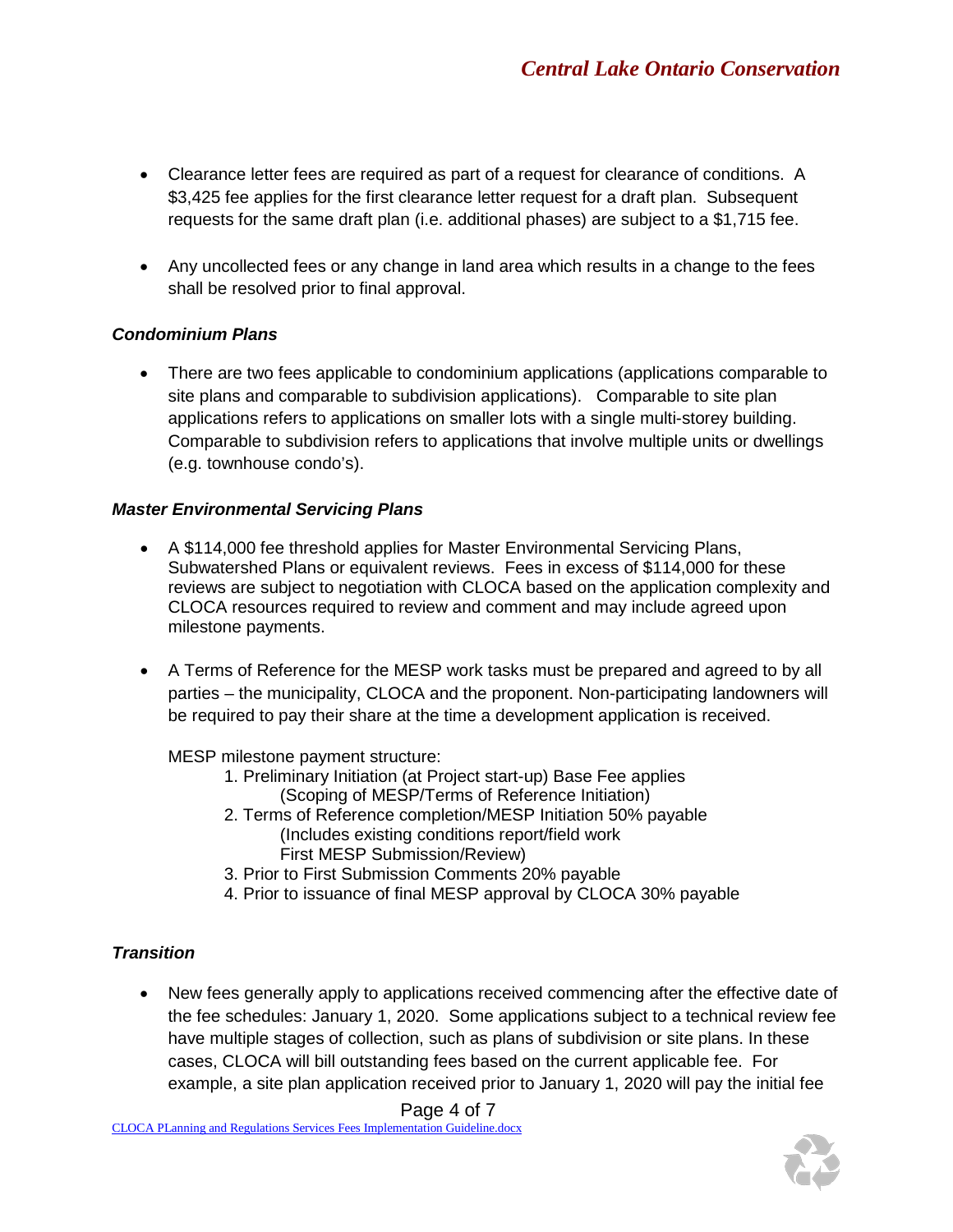- Clearance letter fees are required as part of a request for clearance of conditions. A $3,425 fee applies for the first clearance letter request for a draft plan. Subsequent requests for the same draft plan (i.e. additional phases) are subject to a $1,715 fee.

- Any uncollected fees or any change in land area which results in a change to the fees shall be resolved prior to final approval.

### *Condominium Plans*

- There are two fees applicable to condominium applications (applications comparable to site plans and comparable to subdivision applications). Comparable to site plan applications refers to applications on smaller lots with a single multi-storey building. Comparable to subdivision refers to applications that involve multiple units or dwellings (e.g. townhouse condo's).

### *Master Environmental Servicing Plans*

- A $114,000 fee threshold applies for Master Environmental Servicing Plans, Subwatershed Plans or equivalent reviews. Fees in excess of $114,000 for these reviews are subject to negotiation with CLOCA based on the application complexity and CLOCA resources required to review and comment and may include agreed upon milestone payments.

- A Terms of Reference for the MESP work tasks must be prepared and agreed to by all parties – the municipality, CLOCA and the proponent. Non-participating landowners will be required to pay their share at the time a development application is received.

  MESP milestone payment structure:
  1. Preliminary Initiation (at Project start-up) Base Fee applies
     (Scoping of MESP/Terms of Reference Initiation)
  2. Terms of Reference completion/MESP Initiation 50% payable
     (Includes existing conditions report/field work
     First MESP Submission/Review)
  3. Prior to First Submission Comments 20% payable
  4. Prior to issuance of final MESP approval by CLOCA 30% payable

### *Transition*

- New fees generally apply to applications received commencing after the effective date of the fee schedules: January 1, 2020. Some applications subject to a technical review fee have multiple stages of collection, such as plans of subdivision or site plans. In these cases, CLOCA will bill outstanding fees based on the current applicable fee. For example, a site plan application received prior to January 1, 2020 will pay the initial fee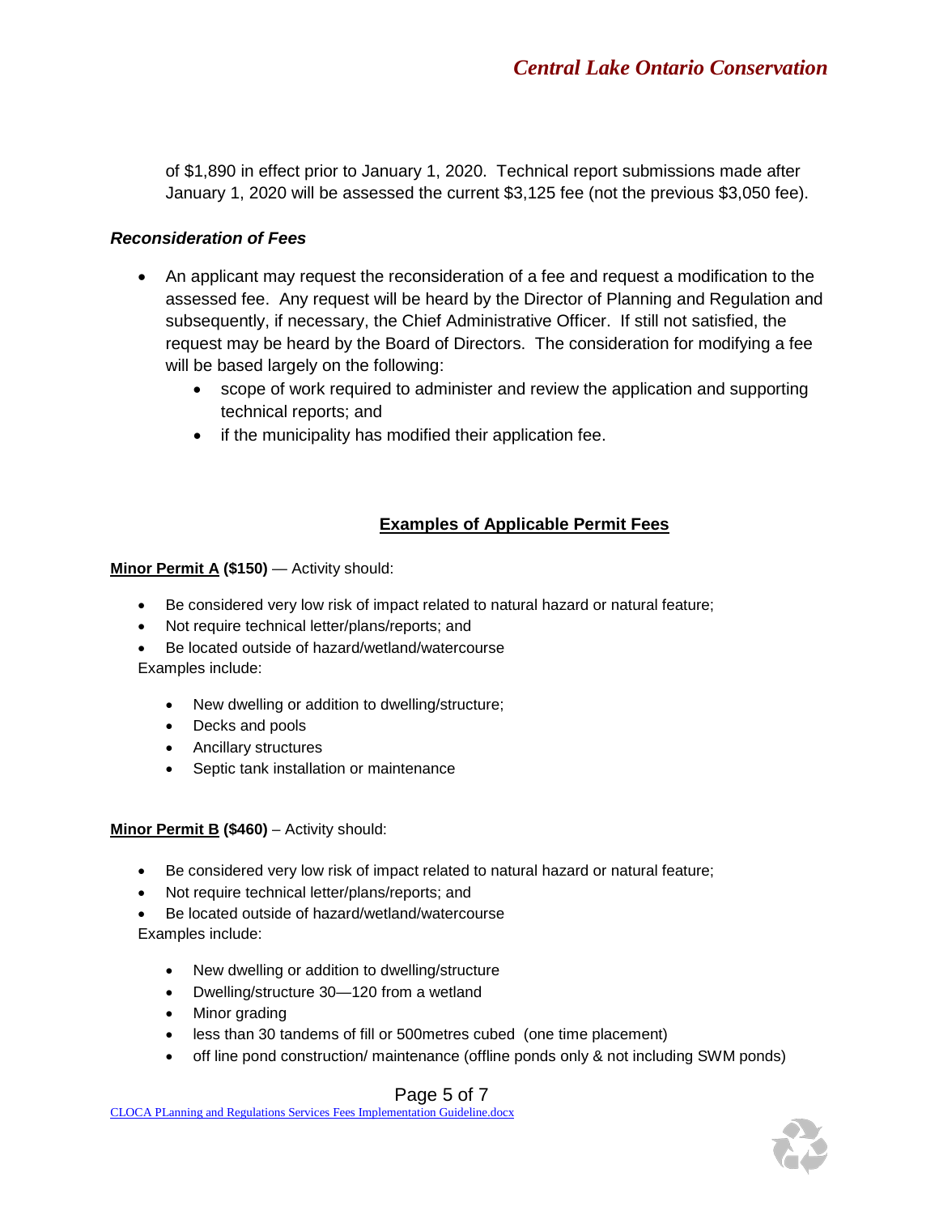of $1,890 in effect prior to January 1, 2020. Technical report submissions made after January 1, 2020 will be assessed the current $3,125 fee (not the previous $3,050 fee).

### *Reconsideration of Fees*

- An applicant may request the reconsideration of a fee and request a modification to the assessed fee. Any request will be heard by the Director of Planning and Regulation and subsequently, if necessary, the Chief Administrative Officer. If still not satisfied, the request may be heard by the Board of Directors. The consideration for modifying a fee will be based largely on the following:
  - scope of work required to administer and review the application and supporting technical reports; and
  - if the municipality has modified their application fee.

## Examples of Applicable Permit Fees

**Minor Permit A ($150)** — Activity should:

- Be considered very low risk of impact related to natural hazard or natural feature;
- Not require technical letter/plans/reports; and
- Be located outside of hazard/wetland/watercourse

Examples include:

- New dwelling or addition to dwelling/structure;
- Decks and pools
- Ancillary structures
- Septic tank installation or maintenance

**Minor Permit B ($460)** – Activity should:

- Be considered very low risk of impact related to natural hazard or natural feature;
- Not require technical letter/plans/reports; and
- Be located outside of hazard/wetland/watercourse

Examples include:

- New dwelling or addition to dwelling/structure
- Dwelling/structure 30—120 from a wetland
- Minor grading
- less than 30 tandems of fill or 500metres cubed (one time placement)
- off line pond construction/ maintenance (offline ponds only & not including SWM ponds)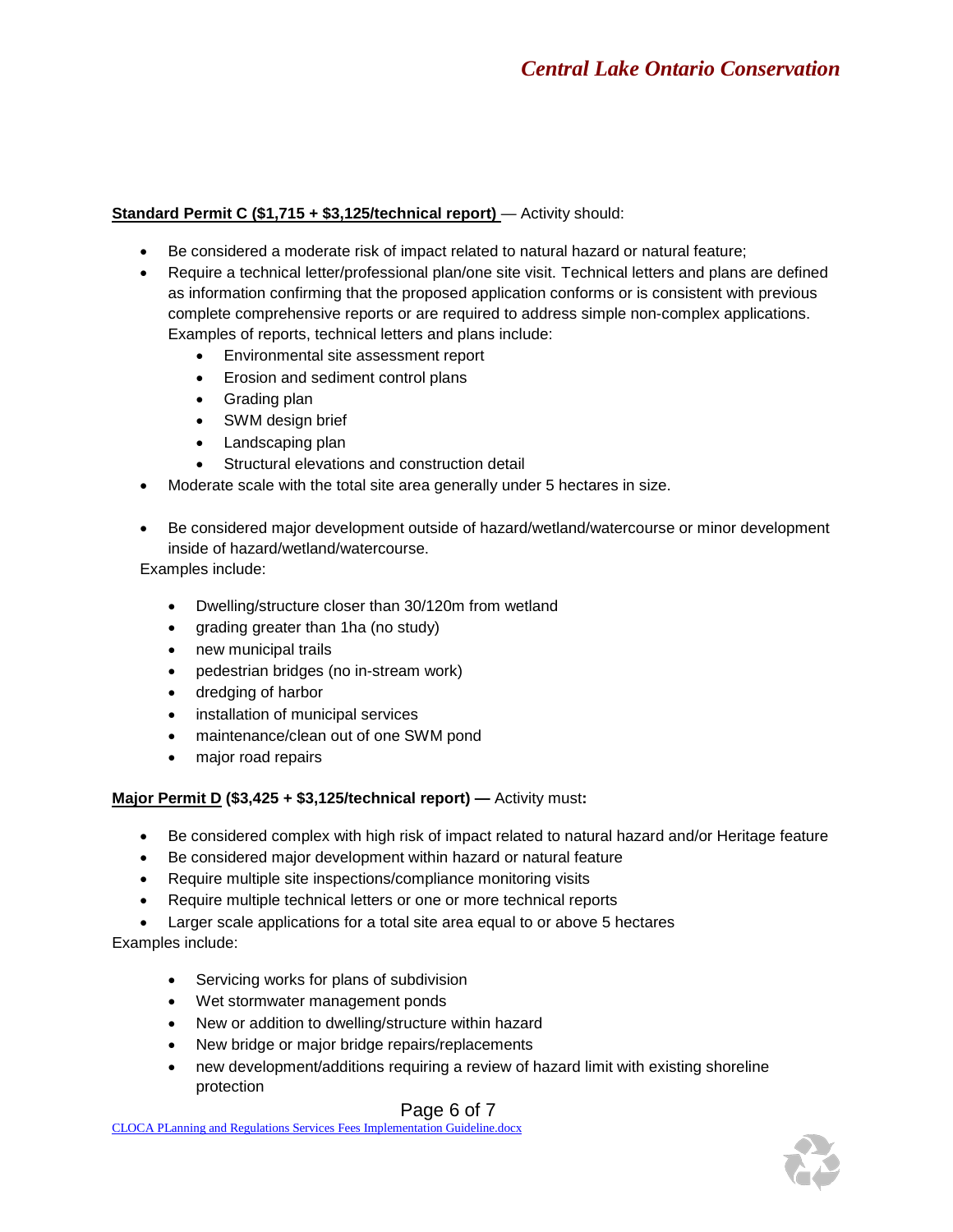**<u>Standard Permit C ($1,715 + $3,125/technical report)</u>** — Activity should:

- Be considered a moderate risk of impact related to natural hazard or natural feature;
- Require a technical letter/professional plan/one site visit. Technical letters and plans are defined as information confirming that the proposed application conforms or is consistent with previous complete comprehensive reports or are required to address simple non-complex applications. Examples of reports, technical letters and plans include:
  - Environmental site assessment report
  - Erosion and sediment control plans
  - Grading plan
  - SWM design brief
  - Landscaping plan
  - Structural elevations and construction detail
- Moderate scale with the total site area generally under 5 hectares in size.
- Be considered major development outside of hazard/wetland/watercourse or minor development inside of hazard/wetland/watercourse.

Examples include:

- Dwelling/structure closer than 30/120m from wetland
- grading greater than 1ha (no study)
- new municipal trails
- pedestrian bridges (no in-stream work)
- dredging of harbor
- installation of municipal services
- maintenance/clean out of one SWM pond
- major road repairs

**<u>Major Permit D</u> ($3,425 + $3,125/technical report) —** Activity must**:**

- Be considered complex with high risk of impact related to natural hazard and/or Heritage feature
- Be considered major development within hazard or natural feature
- Require multiple site inspections/compliance monitoring visits
- Require multiple technical letters or one or more technical reports
- Larger scale applications for a total site area equal to or above 5 hectares

Examples include:

- Servicing works for plans of subdivision
- Wet stormwater management ponds
- New or addition to dwelling/structure within hazard
- New bridge or major bridge repairs/replacements
- new development/additions requiring a review of hazard limit with existing shoreline protection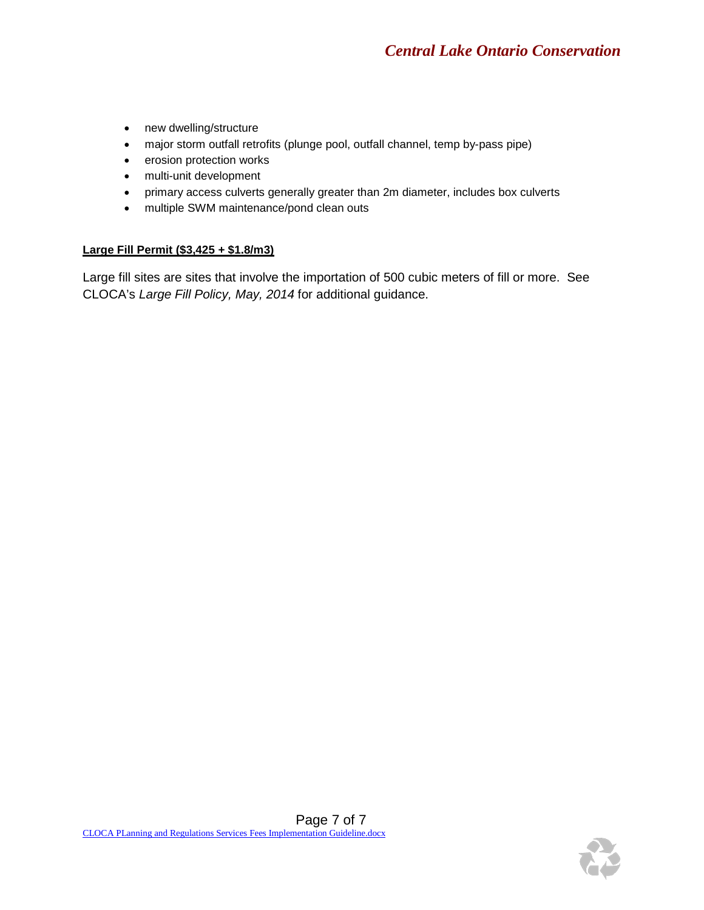- new dwelling/structure
- major storm outfall retrofits (plunge pool, outfall channel, temp by-pass pipe)
- erosion protection works
- multi-unit development
- primary access culverts generally greater than 2m diameter, includes box culverts
- multiple SWM maintenance/pond clean outs

**Large Fill Permit ($3,425 + $1.8/m3)**

Large fill sites are sites that involve the importation of 500 cubic meters of fill or more. See CLOCA's *Large Fill Policy, May, 2014* for additional guidance.